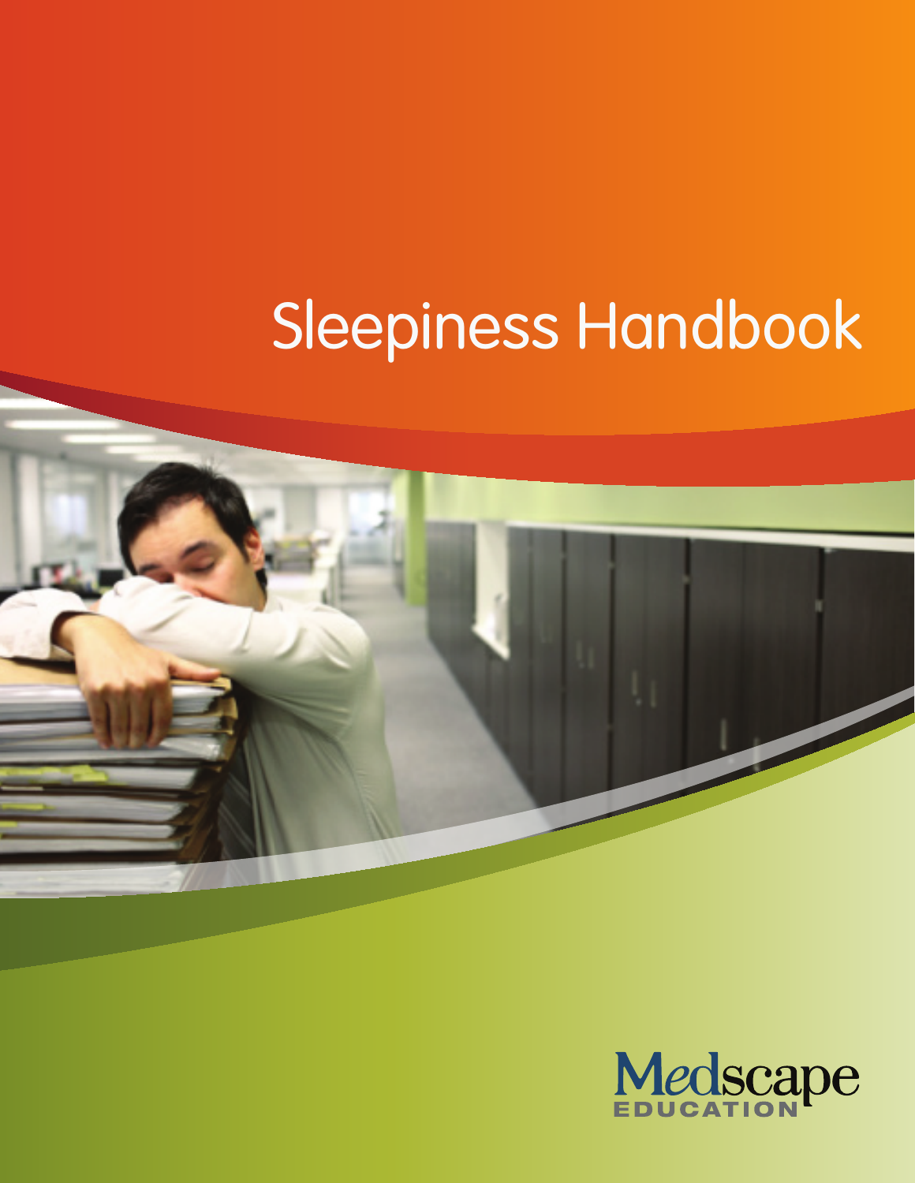# Sleepiness Handbook

Medscape EDUCATION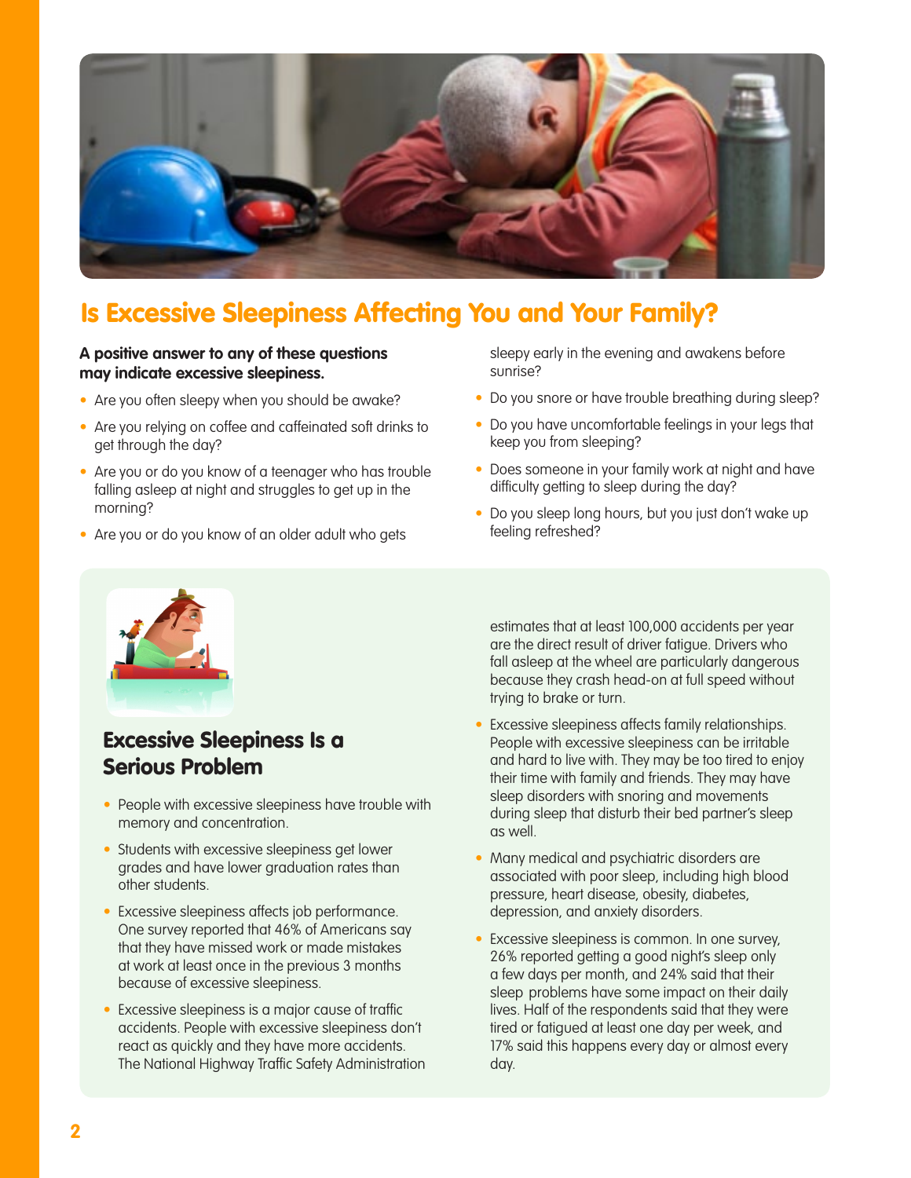## Is Excessive Sleepiness Affecting You and Your Family?

**A positive answer to any of these questions may indicate excessive sleepiness.**

- Are you often sleepy when you should be awake?
- Are you relying on coffee and caffeinated soft drinks to get through the day?
- Are you or do you know of a teenager who has trouble falling asleep at night and struggles to get up in the morning?
- Are you or do you know of an older adult who gets sleepy early in the evening and awakens before sunrise?
- Do you snore or have trouble breathing during sleep?
- Do you have uncomfortable feelings in your legs that keep you from sleeping?
- Does someone in your family work at night and have difficulty getting to sleep during the day?
- Do you sleep long hours, but you just don't wake up feeling refreshed?

### Excessive Sleepiness Is a Serious Problem

- People with excessive sleepiness have trouble with memory and concentration.
- Students with excessive sleepiness get lower grades and have lower graduation rates than other students.
- Excessive sleepiness affects job performance. One survey reported that 46% of Americans say that they have missed work or made mistakes at work at least once in the previous 3 months because of excessive sleepiness.
- Excessive sleepiness is a major cause of traffic accidents. People with excessive sleepiness don't react as quickly and they have more accidents. The National Highway Traffic Safety Administration estimates that at least 100,000 accidents per year are the direct result of driver fatigue. Drivers who fall asleep at the wheel are particularly dangerous because they crash head-on at full speed without trying to brake or turn.
- Excessive sleepiness affects family relationships. People with excessive sleepiness can be irritable and hard to live with. They may be too tired to enjoy their time with family and friends. They may have sleep disorders with snoring and movements during sleep that disturb their bed partner's sleep as well.
- Many medical and psychiatric disorders are associated with poor sleep, including high blood pressure, heart disease, obesity, diabetes, depression, and anxiety disorders.
- Excessive sleepiness is common. In one survey, 26% reported getting a good night's sleep only a few days per month, and 24% said that their sleep problems have some impact on their daily lives. Half of the respondents said that they were tired or fatigued at least one day per week, and 17% said this happens every day or almost every day.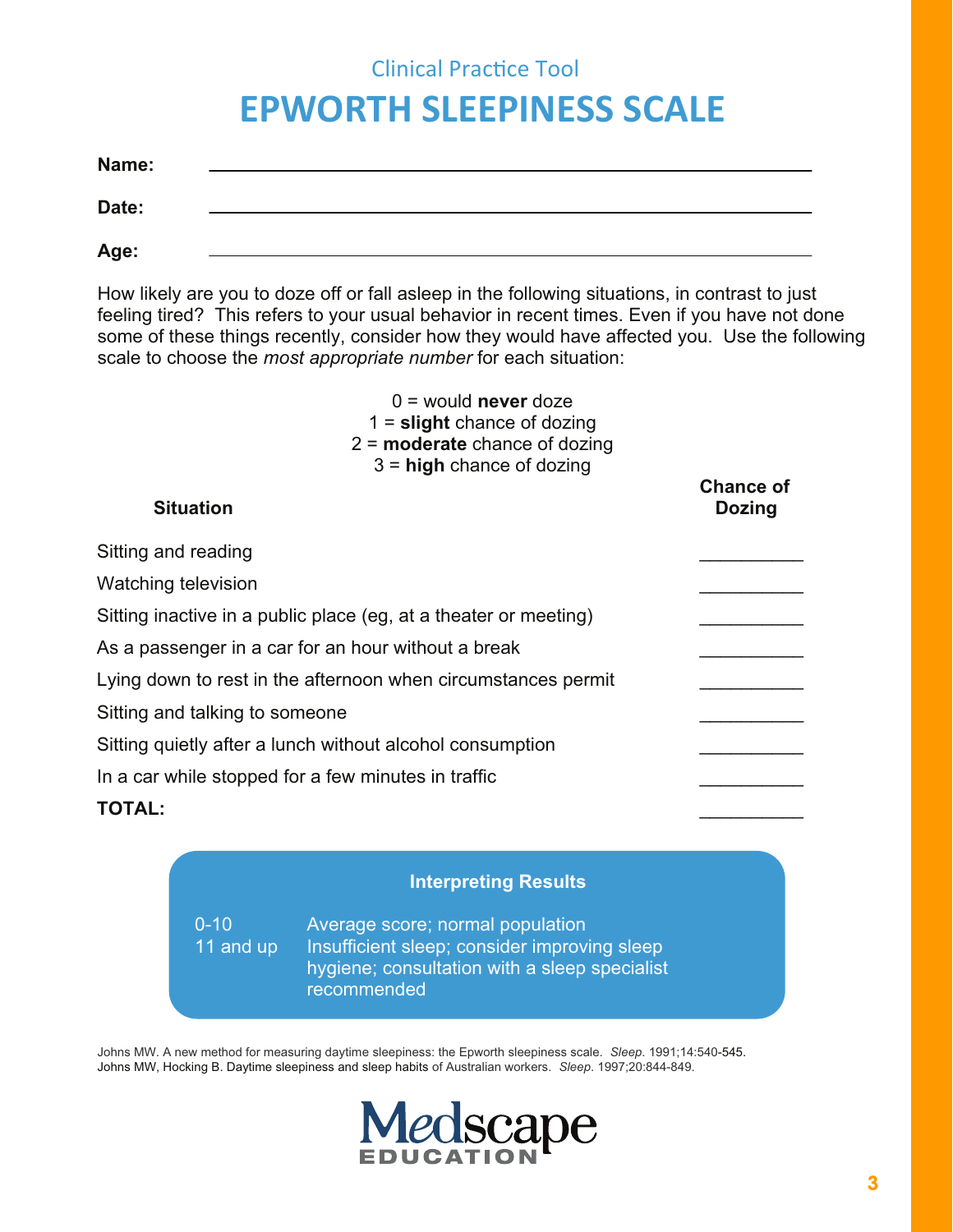Clinical Practice Tool

# EPWORTH SLEEPINESS SCALE

**Name:** ____________________

**Date:** ____________________

**Age:** ____________________

How likely are you to doze off or fall asleep in the following situations, in contrast to just feeling tired? This refers to your usual behavior in recent times. Even if you have not done some of these things recently, consider how they would have affected you. Use the following scale to choose the *most appropriate number* for each situation:

0 = would **never** doze
1 = **slight** chance of dozing
2 = **moderate** chance of dozing
3 = **high** chance of dozing

| Situation | Chance of Dozing |
|---|---|
| Sitting and reading | __________ |
| Watching television | __________ |
| Sitting inactive in a public place (eg, at a theater or meeting) | __________ |
| As a passenger in a car for an hour without a break | __________ |
| Lying down to rest in the afternoon when circumstances permit | __________ |
| Sitting and talking to someone | __________ |
| Sitting quietly after a lunch without alcohol consumption | __________ |
| In a car while stopped for a few minutes in traffic | __________ |
| **TOTAL:** | __________ |

**Interpreting Results**

| | |
|---|---|
| 0-10 | Average score; normal population |
| 11 and up | Insufficient sleep; consider improving sleep hygiene; consultation with a sleep specialist recommended |

Johns MW. A new method for measuring daytime sleepiness: the Epworth sleepiness scale. *Sleep*. 1991;14:540-545.
Johns MW, Hocking B. Daytime sleepiness and sleep habits of Australian workers. *Sleep*. 1997;20:844-849.

Medscape EDUCATION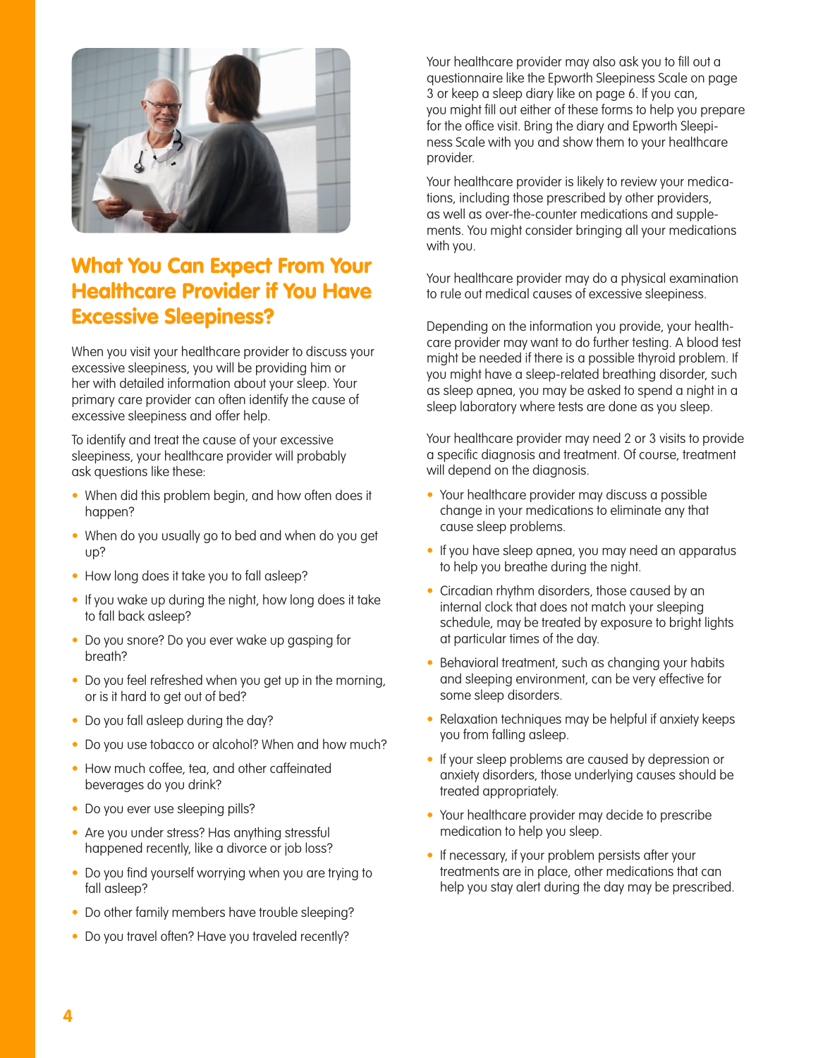## What You Can Expect From Your Healthcare Provider if You Have Excessive Sleepiness?

When you visit your healthcare provider to discuss your excessive sleepiness, you will be providing him or her with detailed information about your sleep. Your primary care provider can often identify the cause of excessive sleepiness and offer help.

To identify and treat the cause of your excessive sleepiness, your healthcare provider will probably ask questions like these:

- When did this problem begin, and how often does it happen?
- When do you usually go to bed and when do you get up?
- How long does it take you to fall asleep?
- If you wake up during the night, how long does it take to fall back asleep?
- Do you snore? Do you ever wake up gasping for breath?
- Do you feel refreshed when you get up in the morning, or is it hard to get out of bed?
- Do you fall asleep during the day?
- Do you use tobacco or alcohol? When and how much?
- How much coffee, tea, and other caffeinated beverages do you drink?
- Do you ever use sleeping pills?
- Are you under stress? Has anything stressful happened recently, like a divorce or job loss?
- Do you find yourself worrying when you are trying to fall asleep?
- Do other family members have trouble sleeping?
- Do you travel often? Have you traveled recently?

Your healthcare provider may also ask you to fill out a questionnaire like the Epworth Sleepiness Scale on page 3 or keep a sleep diary like on page 6. If you can, you might fill out either of these forms to help you prepare for the office visit. Bring the diary and Epworth Sleepiness Scale with you and show them to your healthcare provider.

Your healthcare provider is likely to review your medications, including those prescribed by other providers, as well as over-the-counter medications and supplements. You might consider bringing all your medications with you.

Your healthcare provider may do a physical examination to rule out medical causes of excessive sleepiness.

Depending on the information you provide, your healthcare provider may want to do further testing. A blood test might be needed if there is a possible thyroid problem. If you might have a sleep-related breathing disorder, such as sleep apnea, you may be asked to spend a night in a sleep laboratory where tests are done as you sleep.

Your healthcare provider may need 2 or 3 visits to provide a specific diagnosis and treatment. Of course, treatment will depend on the diagnosis.

- Your healthcare provider may discuss a possible change in your medications to eliminate any that cause sleep problems.
- If you have sleep apnea, you may need an apparatus to help you breathe during the night.
- Circadian rhythm disorders, those caused by an internal clock that does not match your sleeping schedule, may be treated by exposure to bright lights at particular times of the day.
- Behavioral treatment, such as changing your habits and sleeping environment, can be very effective for some sleep disorders.
- Relaxation techniques may be helpful if anxiety keeps you from falling asleep.
- If your sleep problems are caused by depression or anxiety disorders, those underlying causes should be treated appropriately.
- Your healthcare provider may decide to prescribe medication to help you sleep.
- If necessary, if your problem persists after your treatments are in place, other medications that can help you stay alert during the day may be prescribed.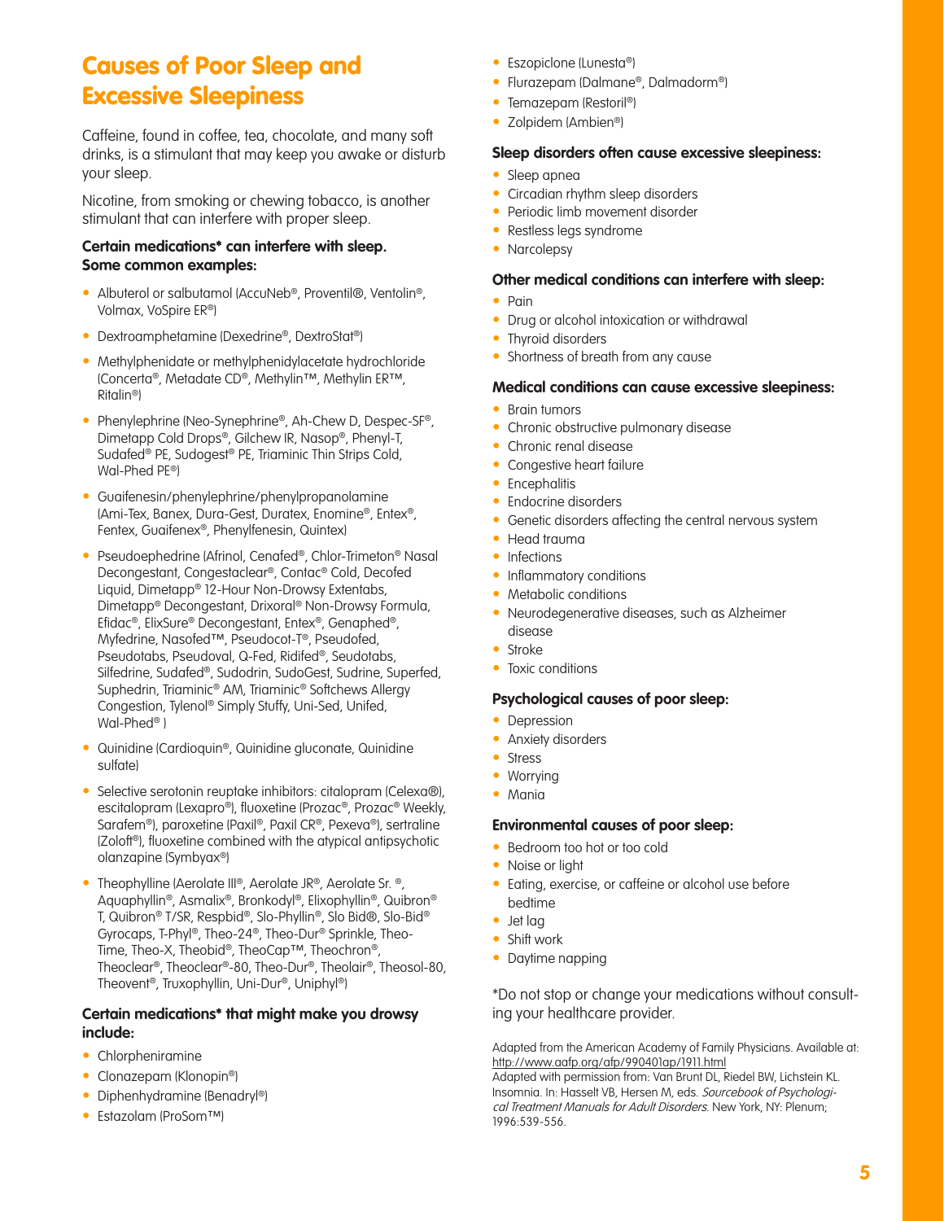# Causes of Poor Sleep and Excessive Sleepiness

Caffeine, found in coffee, tea, chocolate, and many soft drinks, is a stimulant that may keep you awake or disturb your sleep.

Nicotine, from smoking or chewing tobacco, is another stimulant that can interfere with proper sleep.

**Certain medications* can interfere with sleep. Some common examples:**

- Albuterol or salbutamol (AccuNeb®, Proventil®, Ventolin®, Volmax, VoSpire ER®)
- Dextroamphetamine (Dexedrine®, DextroStat®)
- Methylphenidate or methylphenidylacetate hydrochloride (Concerta®, Metadate CD®, Methylin™, Methylin ER™, Ritalin®)
- Phenylephrine (Neo-Synephrine®, Ah-Chew D, Despec-SF®, Dimetapp Cold Drops®, Gilchew IR, Nasop®, Phenyl-T, Sudafed® PE, Sudogest® PE, Triaminic Thin Strips Cold, Wal-Phed PE®)
- Guaifenesin/phenylephrine/phenylpropanolamine (Ami-Tex, Banex, Dura-Gest, Duratex, Enomine®, Entex®, Fentex, Guaifenex®, Phenylfenesin, Quintex)
- Pseudoephedrine (Afrinol, Cenafed®, Chlor-Trimeton® Nasal Decongestant, Congestaclear®, Contac® Cold, Decofed Liquid, Dimetapp® 12-Hour Non-Drowsy Extentabs, Dimetapp® Decongestant, Drixoral® Non-Drowsy Formula, Efidac®, ElixSure® Decongestant, Entex®, Genaphed®, Myfedrine, Nasofed™, Pseudocot-T®, Pseudofed, Pseudotabs, Pseudoval, Q-Fed, Ridifed®, Seudotabs, Silfedrine, Sudafed®, Sudodrin, SudoGest, Sudrine, Superfed, Suphedrin, Triaminic® AM, Triaminic® Softchews Allergy Congestion, Tylenol® Simply Stuffy, Uni-Sed, Unifed, Wal-Phed® )
- Quinidine (Cardioquin®, Quinidine gluconate, Quinidine sulfate)
- Selective serotonin reuptake inhibitors: citalopram (Celexa®), escitalopram (Lexapro®), fluoxetine (Prozac®, Prozac® Weekly, Sarafem®), paroxetine (Paxil®, Paxil CR®, Pexeva®), sertraline (Zoloft®), fluoxetine combined with the atypical antipsychotic olanzapine (Symbyax®)
- Theophylline (Aerolate III®, Aerolate JR®, Aerolate Sr. ®, Aquaphyllin®, Asmalix®, Bronkodyl®, Elixophyllin®, Quibron® T, Quibron® T/SR, Respbid®, Slo-Phyllin®, Slo Bid®, Slo-Bid® Gyrocaps, T-Phyl®, Theo-24®, Theo-Dur® Sprinkle, Theo-Time, Theo-X, Theobid®, TheoCap™, Theochron®, Theoclear®, Theoclear®-80, Theo-Dur®, Theolair®, Theosol-80, Theovent®, Truxophyllin, Uni-Dur®, Uniphyl®)

**Certain medications* that might make you drowsy include:**

- Chlorpheniramine
- Clonazepam (Klonopin®)
- Diphenhydramine (Benadryl®)
- Estazolam (ProSom™)
- Eszopiclone (Lunesta®)
- Flurazepam (Dalmane®, Dalmadorm®)
- Temazepam (Restoril®)
- Zolpidem (Ambien®)

**Sleep disorders often cause excessive sleepiness:**

- Sleep apnea
- Circadian rhythm sleep disorders
- Periodic limb movement disorder
- Restless legs syndrome
- Narcolepsy

**Other medical conditions can interfere with sleep:**

- Pain
- Drug or alcohol intoxication or withdrawal
- Thyroid disorders
- Shortness of breath from any cause

**Medical conditions can cause excessive sleepiness:**

- Brain tumors
- Chronic obstructive pulmonary disease
- Chronic renal disease
- Congestive heart failure
- Encephalitis
- Endocrine disorders
- Genetic disorders affecting the central nervous system
- Head trauma
- Infections
- Inflammatory conditions
- Metabolic conditions
- Neurodegenerative diseases, such as Alzheimer disease
- Stroke
- Toxic conditions

**Psychological causes of poor sleep:**

- Depression
- Anxiety disorders
- Stress
- Worrying
- Mania

**Environmental causes of poor sleep:**

- Bedroom too hot or too cold
- Noise or light
- Eating, exercise, or caffeine or alcohol use before bedtime
- Jet lag
- Shift work
- Daytime napping

*Do not stop or change your medications without consulting your healthcare provider.

Adapted from the American Academy of Family Physicians. Available at: http://www.aafp.org/afp/990401ap/1911.html
Adapted with permission from: Van Brunt DL, Riedel BW, Lichstein KL. Insomnia. In: Hasselt VB, Hersen M, eds. *Sourcebook of Psychological Treatment Manuals for Adult Disorders.* New York, NY: Plenum; 1996:539-556.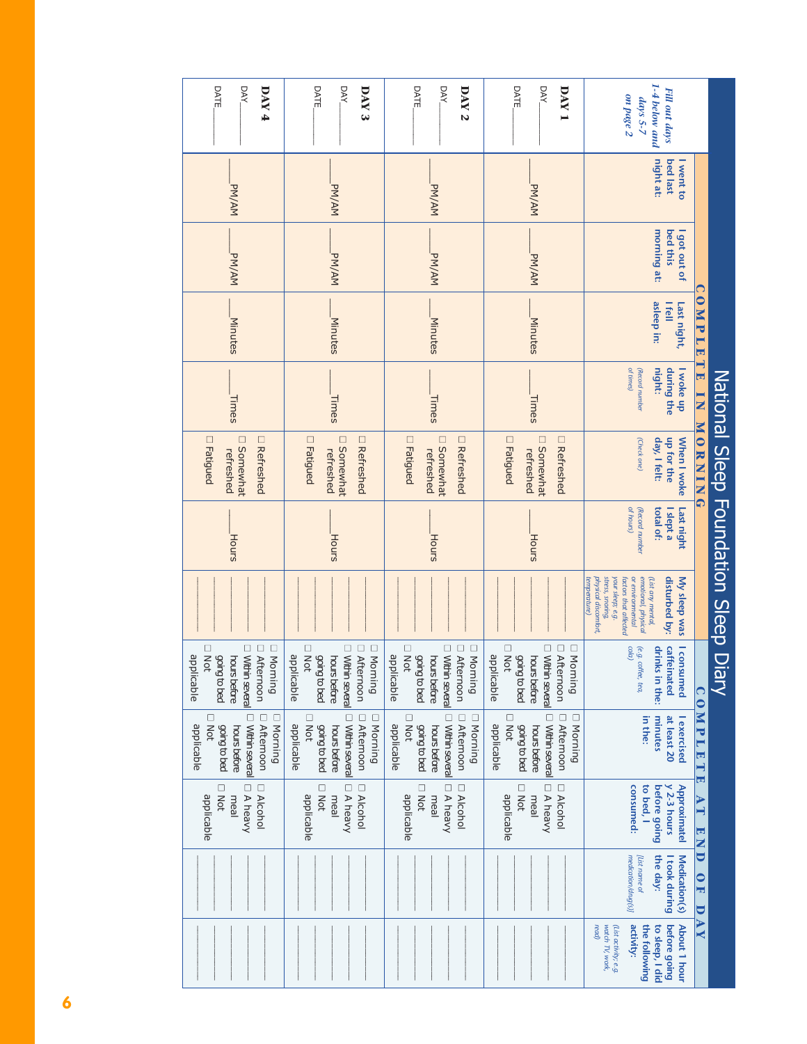# National Sleep Foundation Sleep Diary

| *Fill out days 1-4 below and days 5-7 on page 2* | **COMPLETE IN MORNING** | | | | | | | **COMPLETE AT END OF DAY** | | | | |
|---|---|---|---|---|---|---|---|---|---|---|---|---|
| | **I went to bed last night at:** | **I got out of bed this morning at:** | **Last night, I fell asleep in:** | **I woke up during the night:** *(Record number of times)* | **When I woke up for the day, I felt:** *(Check one)* | **Last night I slept a total of:** *(Record number of hours)* | **My sleep was disturbed by:** *(List any mental, emotional, physical or environmental factors that affected your sleep; e.g. stress, snoring, physical discomfort, temperature)* | **I consumed caffeinated drinks in the:** *(e.g. coffee, tea, cola)* | **I exercised at least 20 minutes in the:** | **Approximately 2-3 hours before going to bed, I consumed:** | **Medication(s) I took during the day:** *(List name of medication/drug(s))* | **About 1 hour before going to sleep, I did the following activity:** *(List activity, e.g. watch TV, work, read)* |
| **DAY 1**<br>DAY\_\_\_\_\_\_<br>DATE\_\_\_\_\_\_ | \_\_\_\_PM/AM | \_\_\_\_PM/AM | \_\_\_\_Minutes | \_\_\_\_Times | ☐ Refreshed<br>☐ Somewhat refreshed<br>☐ Fatigued | \_\_\_\_Hours | \_\_\_\_\_\_ | ☐ Morning<br>☐ Afternoon<br>☐ Within several hours before going to bed<br>☐ Not applicable | ☐ Morning<br>☐ Afternoon<br>☐ Within several hours before going to bed<br>☐ Not applicable | ☐ Alcohol<br>☐ A heavy meal<br>☐ Not applicable | \_\_\_\_\_\_ | \_\_\_\_\_\_ |
| **DAY 2**<br>DAY\_\_\_\_\_\_<br>DATE\_\_\_\_\_\_ | \_\_\_\_PM/AM | \_\_\_\_PM/AM | \_\_\_\_Minutes | \_\_\_\_Times | ☐ Refreshed<br>☐ Somewhat refreshed<br>☐ Fatigued | \_\_\_\_Hours | \_\_\_\_\_\_ | ☐ Morning<br>☐ Afternoon<br>☐ Within several hours before going to bed<br>☐ Not applicable | ☐ Morning<br>☐ Afternoon<br>☐ Within several hours before going to bed<br>☐ Not applicable | ☐ Alcohol<br>☐ A heavy meal<br>☐ Not applicable | \_\_\_\_\_\_ | \_\_\_\_\_\_ |
| **DAY 3**<br>DAY\_\_\_\_\_\_<br>DATE\_\_\_\_\_\_ | \_\_\_\_PM/AM | \_\_\_\_PM/AM | \_\_\_\_Minutes | \_\_\_\_Times | ☐ Refreshed<br>☐ Somewhat refreshed<br>☐ Fatigued | \_\_\_\_Hours | \_\_\_\_\_\_ | ☐ Morning<br>☐ Afternoon<br>☐ Within several hours before going to bed<br>☐ Not applicable | ☐ Morning<br>☐ Afternoon<br>☐ Within several hours before going to bed<br>☐ Not applicable | ☐ Alcohol<br>☐ A heavy meal<br>☐ Not applicable | \_\_\_\_\_\_ | \_\_\_\_\_\_ |
| **DAY 4**<br>DAY\_\_\_\_\_\_<br>DATE\_\_\_\_\_\_ | \_\_\_\_PM/AM | \_\_\_\_PM/AM | \_\_\_\_Minutes | \_\_\_\_Times | ☐ Refreshed<br>☐ Somewhat refreshed<br>☐ Fatigued | \_\_\_\_Hours | \_\_\_\_\_\_ | ☐ Morning<br>☐ Afternoon<br>☐ Within several hours before going to bed<br>☐ Not applicable | ☐ Morning<br>☐ Afternoon<br>☐ Within several hours before going to bed<br>☐ Not applicable | ☐ Alcohol<br>☐ A heavy meal<br>☐ Not applicable | \_\_\_\_\_\_ | \_\_\_\_\_\_ |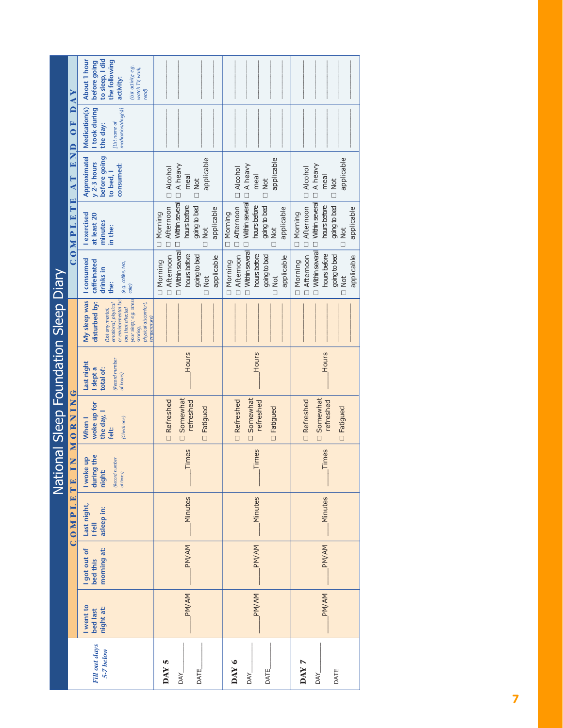# National Sleep Foundation Sleep Diary

| *Fill out days 5-7 below* | COMPLETE IN MORNING | | | | | | | COMPLETE AT END OF DAY | | | | |
|---|---|---|---|---|---|---|---|---|---|---|---|---|
| | I went to bed last night at: | I got out of bed this morning at: | Last night, I fell asleep in: | I woke up during the night: *(Record number of times)* | When I woke up for the day, I felt: *(Check one)* | Last night I slept a total of: *(Record number of hours)* | My sleep was disturbed by: *(List any mental, emotional, physical or environmental factors that affected your sleep; e.g. stress snoring, physical discomfort, temperature)* | I consumed caffeinated drinks in the: *(e.g. coffee, tea, cola)* | I exercised at least 20 minutes in the: | Approximately 2-3 hours before going to bed, I consumed: | Medication(s) I took during the day: *(List name of medication/drug[s])* | About 1 hour before going to sleep, I did the following activity: *(List activity; e.g. watch TV, work, read)* |
| **DAY 5** DAY____ DATE____ | ____PM/AM | ____PM/AM | ____Minutes | ____Times | ☐ Refreshed ☐ Somewhat refreshed ☐ Fatigued | ____Hours | | ☐ Morning ☐ Afternoon ☐ Within several hours before going to bed ☐ Not applicable | ☐ Morning ☐ Afternoon ☐ Within several hours before going to bed ☐ Not applicable | ☐ Alcohol ☐ A heavy meal ☐ Not applicable | | |
| **DAY 6** DAY____ DATE____ | ____PM/AM | ____PM/AM | ____Minutes | ____Times | ☐ Refreshed ☐ Somewhat refreshed ☐ Fatigued | ____Hours | | ☐ Morning ☐ Afternoon ☐ Within several hours before going to bed ☐ Not applicable | ☐ Morning ☐ Afternoon ☐ Within several hours before going to bed ☐ Not applicable | ☐ Alcohol ☐ A heavy meal ☐ Not applicable | | |
| **DAY 7** DAY____ DATE____ | ____PM/AM | ____PM/AM | ____Minutes | ____Times | ☐ Refreshed ☐ Somewhat refreshed ☐ Fatigued | ____Hours | | ☐ Morning ☐ Afternoon ☐ Within several hours before going to bed ☐ Not applicable | ☐ Morning ☐ Afternoon ☐ Within several hours before going to bed ☐ Not applicable | ☐ Alcohol ☐ A heavy meal ☐ Not applicable | | |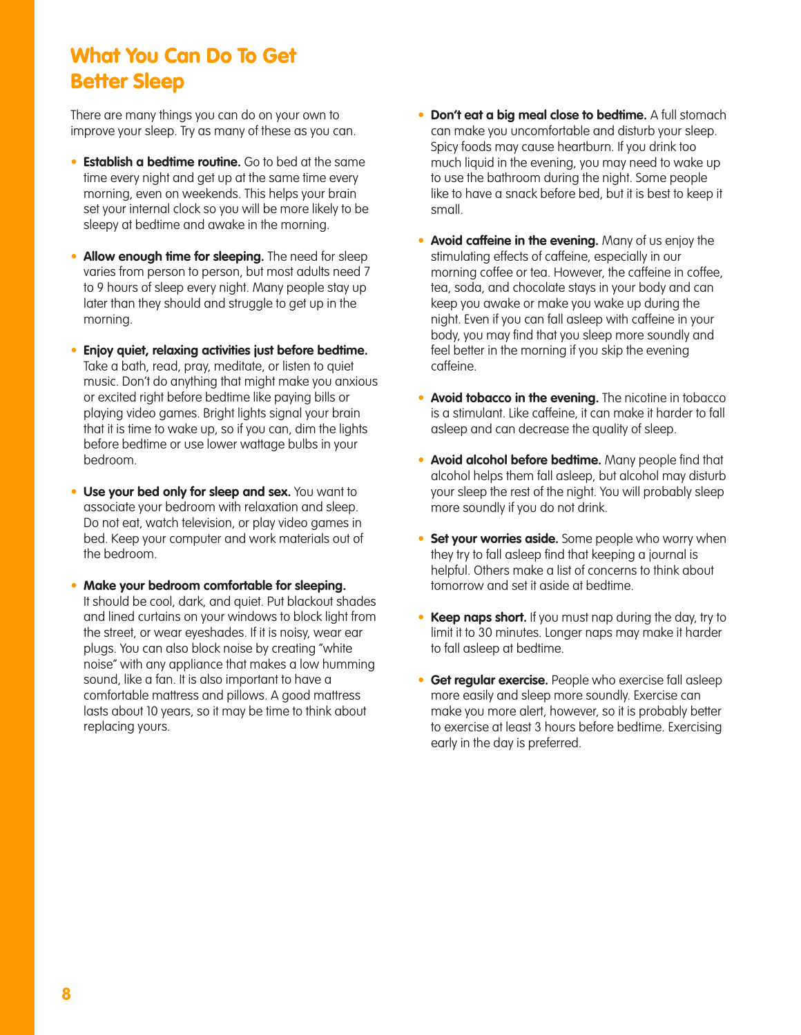# What You Can Do To Get Better Sleep

There are many things you can do on your own to improve your sleep. Try as many of these as you can.

- **Establish a bedtime routine.** Go to bed at the same time every night and get up at the same time every morning, even on weekends. This helps your brain set your internal clock so you will be more likely to be sleepy at bedtime and awake in the morning.

- **Allow enough time for sleeping.** The need for sleep varies from person to person, but most adults need 7 to 9 hours of sleep every night. Many people stay up later than they should and struggle to get up in the morning.

- **Enjoy quiet, relaxing activities just before bedtime.** Take a bath, read, pray, meditate, or listen to quiet music. Don't do anything that might make you anxious or excited right before bedtime like paying bills or playing video games. Bright lights signal your brain that it is time to wake up, so if you can, dim the lights before bedtime or use lower wattage bulbs in your bedroom.

- **Use your bed only for sleep and sex.** You want to associate your bedroom with relaxation and sleep. Do not eat, watch television, or play video games in bed. Keep your computer and work materials out of the bedroom.

- **Make your bedroom comfortable for sleeping.** It should be cool, dark, and quiet. Put blackout shades and lined curtains on your windows to block light from the street, or wear eyeshades. If it is noisy, wear ear plugs. You can also block noise by creating "white noise" with any appliance that makes a low humming sound, like a fan. It is also important to have a comfortable mattress and pillows. A good mattress lasts about 10 years, so it may be time to think about replacing yours.

- **Don't eat a big meal close to bedtime.** A full stomach can make you uncomfortable and disturb your sleep. Spicy foods may cause heartburn. If you drink too much liquid in the evening, you may need to wake up to use the bathroom during the night. Some people like to have a snack before bed, but it is best to keep it small.

- **Avoid caffeine in the evening.** Many of us enjoy the stimulating effects of caffeine, especially in our morning coffee or tea. However, the caffeine in coffee, tea, soda, and chocolate stays in your body and can keep you awake or make you wake up during the night. Even if you can fall asleep with caffeine in your body, you may find that you sleep more soundly and feel better in the morning if you skip the evening caffeine.

- **Avoid tobacco in the evening.** The nicotine in tobacco is a stimulant. Like caffeine, it can make it harder to fall asleep and can decrease the quality of sleep.

- **Avoid alcohol before bedtime.** Many people find that alcohol helps them fall asleep, but alcohol may disturb your sleep the rest of the night. You will probably sleep more soundly if you do not drink.

- **Set your worries aside.** Some people who worry when they try to fall asleep find that keeping a journal is helpful. Others make a list of concerns to think about tomorrow and set it aside at bedtime.

- **Keep naps short.** If you must nap during the day, try to limit it to 30 minutes. Longer naps may make it harder to fall asleep at bedtime.

- **Get regular exercise.** People who exercise fall asleep more easily and sleep more soundly. Exercise can make you more alert, however, so it is probably better to exercise at least 3 hours before bedtime. Exercising early in the day is preferred.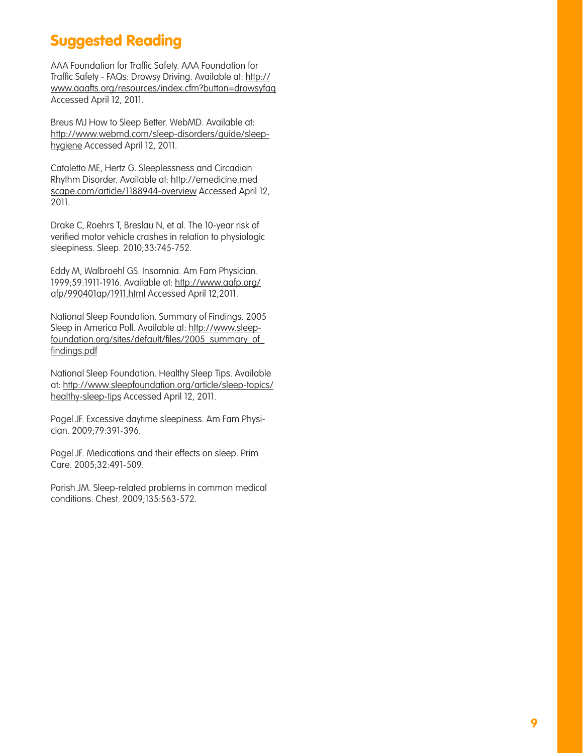## Suggested Reading

AAA Foundation for Traffic Safety. AAA Foundation for Traffic Safety - FAQs: Drowsy Driving. Available at: http://www.aaafts.org/resources/index.cfm?button=drowsyfaq Accessed April 12, 2011.

Breus MJ How to Sleep Better. WebMD. Available at: http://www.webmd.com/sleep-disorders/guide/sleep-hygiene Accessed April 12, 2011.

Cataletto ME, Hertz G. Sleeplessness and Circadian Rhythm Disorder. Available at: http://emedicine.medscape.com/article/1188944-overview Accessed April 12, 2011.

Drake C, Roehrs T, Breslau N, et al. The 10-year risk of verified motor vehicle crashes in relation to physiologic sleepiness. Sleep. 2010;33:745-752.

Eddy M, Walbroehl GS. Insomnia. Am Fam Physician. 1999;59:1911-1916. Available at: http://www.aafp.org/afp/990401ap/1911.html Accessed April 12,2011.

National Sleep Foundation. Summary of Findings. 2005 Sleep in America Poll. Available at: http://www.sleep-foundation.org/sites/default/files/2005_summary_of_findings.pdf

National Sleep Foundation. Healthy Sleep Tips. Available at: http://www.sleepfoundation.org/article/sleep-topics/healthy-sleep-tips Accessed April 12, 2011.

Pagel JF. Excessive daytime sleepiness. Am Fam Physician. 2009;79:391-396.

Pagel JF. Medications and their effects on sleep. Prim Care. 2005;32:491-509.

Parish JM. Sleep-related problems in common medical conditions. Chest. 2009;135:563-572.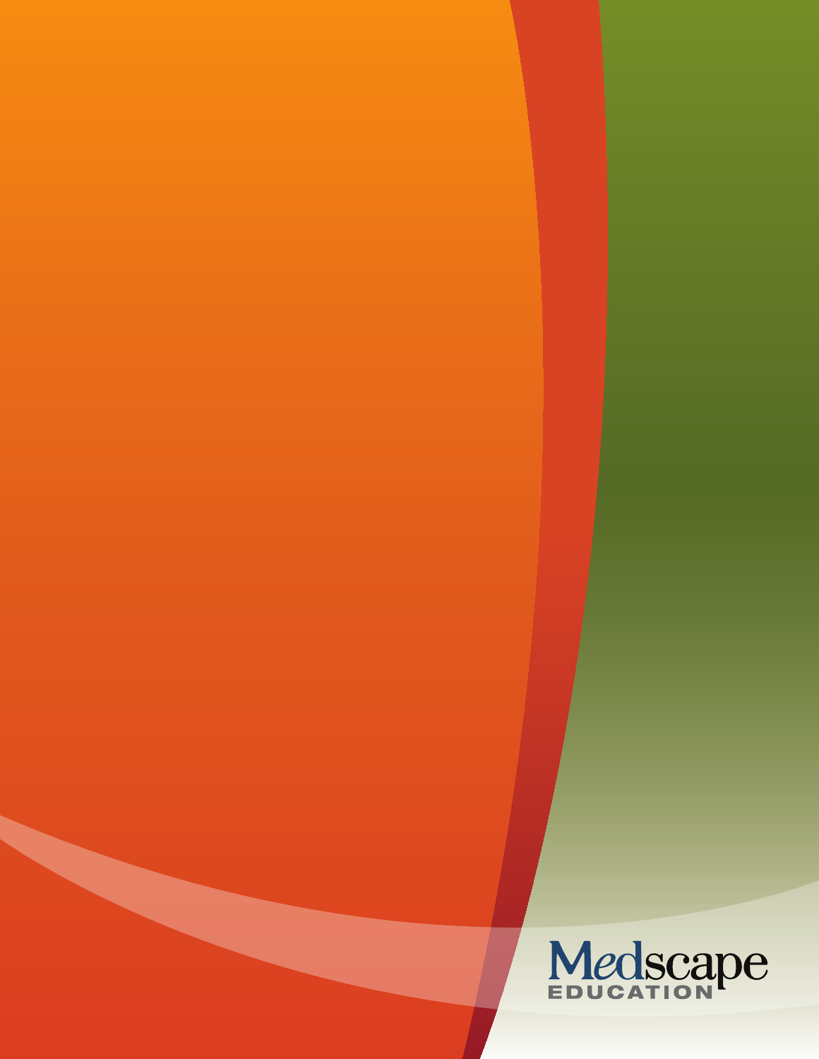Medscape EDUCATION